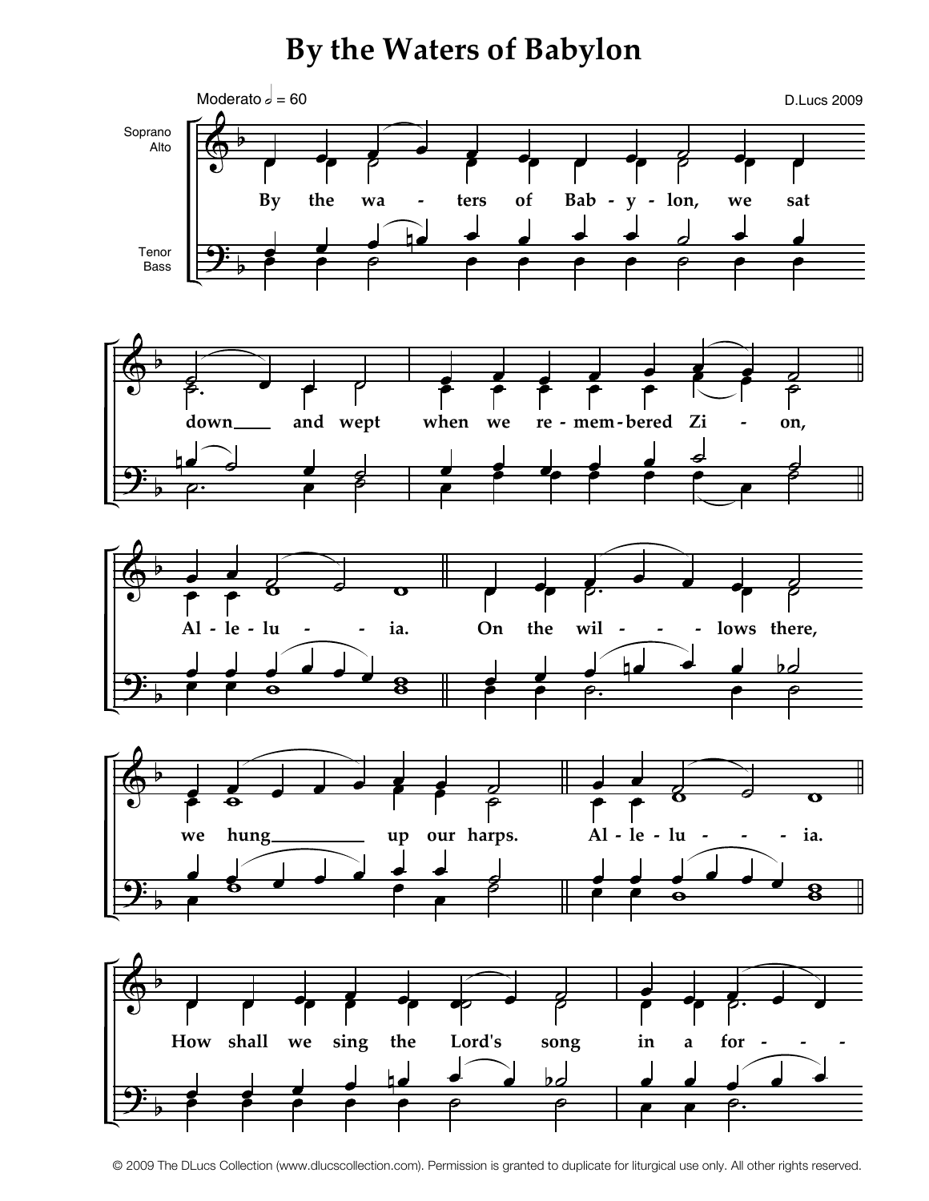# By the Waters of Babylon

Moderato 𝅗𝅥 = 60

D.Lucs 2009

Soprano
Alto

Tenor
Bass

By the wa - ters of Bab - y - lon, we sat

down and wept when we re - mem - bered Zi - on,

Al - le - lu - ia. On the wil - lows there,

we hung up our harps. Al - le - lu - ia.

How shall we sing the Lord's song in a for -

© 2009 The DLucs Collection (www.dlucscollection.com). Permission is granted to duplicate for liturgical use only. All other rights reserved.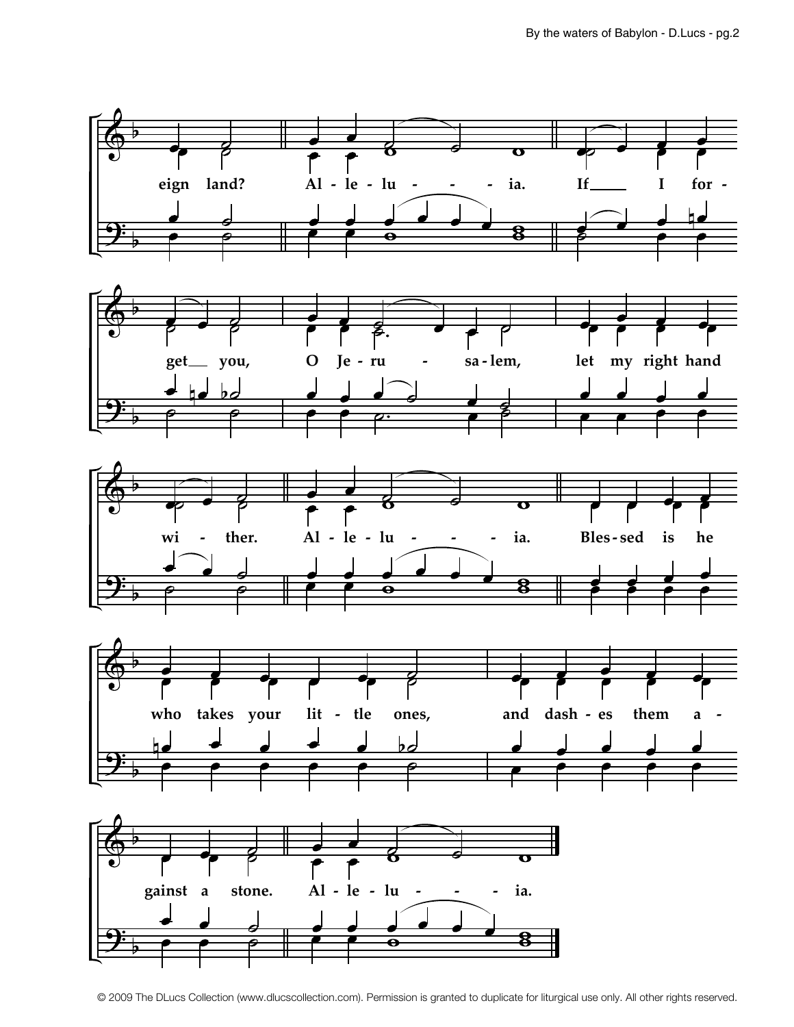eign land? Al - le - lu - - - ia. If ___ I for -

get ___ you, O Je - ru - sa - lem, let my right hand

wi - ther. Al - le - lu - - - ia. Bles - sed is he

who takes your lit - tle ones, and dash - es them a -

gainst a stone. Al - le - lu - - - ia.